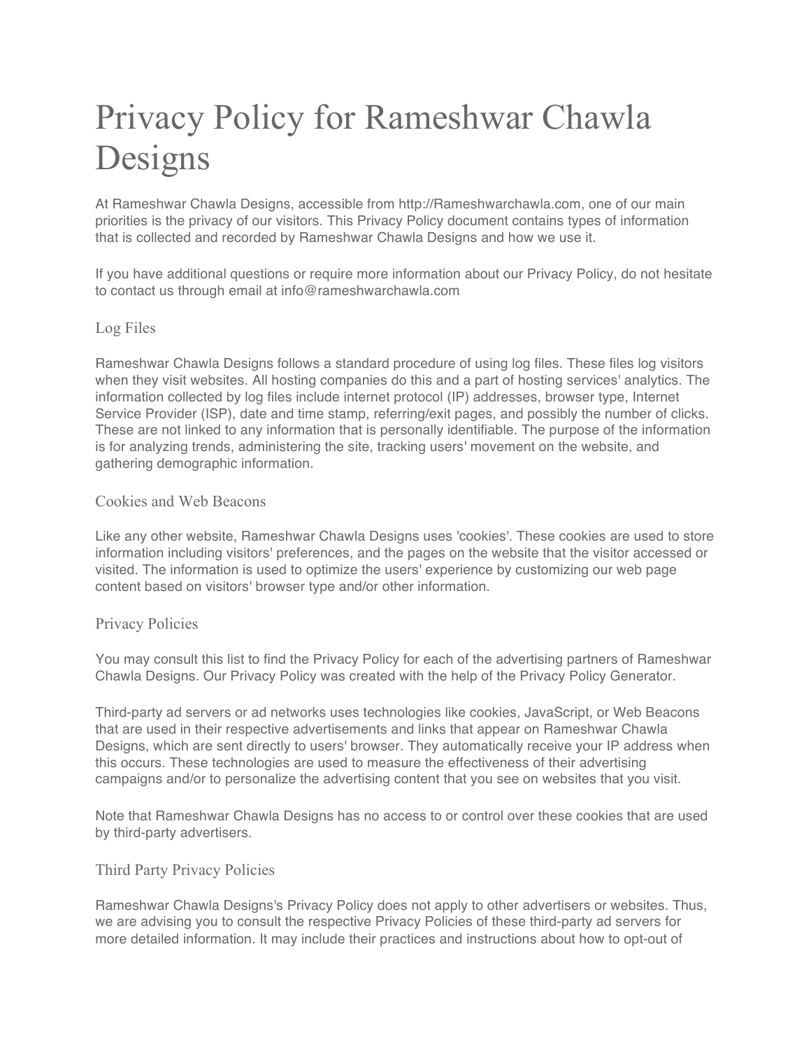# Privacy Policy for Rameshwar Chawla Designs

At Rameshwar Chawla Designs, accessible from http://Rameshwarchawla.com, one of our main priorities is the privacy of our visitors. This Privacy Policy document contains types of information that is collected and recorded by Rameshwar Chawla Designs and how we use it.

If you have additional questions or require more information about our Privacy Policy, do not hesitate to contact us through email at info@rameshwarchawla.com

## Log Files

Rameshwar Chawla Designs follows a standard procedure of using log files. These files log visitors when they visit websites. All hosting companies do this and a part of hosting services' analytics. The information collected by log files include internet protocol (IP) addresses, browser type, Internet Service Provider (ISP), date and time stamp, referring/exit pages, and possibly the number of clicks. These are not linked to any information that is personally identifiable. The purpose of the information is for analyzing trends, administering the site, tracking users' movement on the website, and gathering demographic information.

## Cookies and Web Beacons

Like any other website, Rameshwar Chawla Designs uses 'cookies'. These cookies are used to store information including visitors' preferences, and the pages on the website that the visitor accessed or visited. The information is used to optimize the users' experience by customizing our web page content based on visitors' browser type and/or other information.

## Privacy Policies

You may consult this list to find the Privacy Policy for each of the advertising partners of Rameshwar Chawla Designs. Our Privacy Policy was created with the help of the Privacy Policy Generator.

Third-party ad servers or ad networks uses technologies like cookies, JavaScript, or Web Beacons that are used in their respective advertisements and links that appear on Rameshwar Chawla Designs, which are sent directly to users' browser. They automatically receive your IP address when this occurs. These technologies are used to measure the effectiveness of their advertising campaigns and/or to personalize the advertising content that you see on websites that you visit.

Note that Rameshwar Chawla Designs has no access to or control over these cookies that are used by third-party advertisers.

## Third Party Privacy Policies

Rameshwar Chawla Designs's Privacy Policy does not apply to other advertisers or websites. Thus, we are advising you to consult the respective Privacy Policies of these third-party ad servers for more detailed information. It may include their practices and instructions about how to opt-out of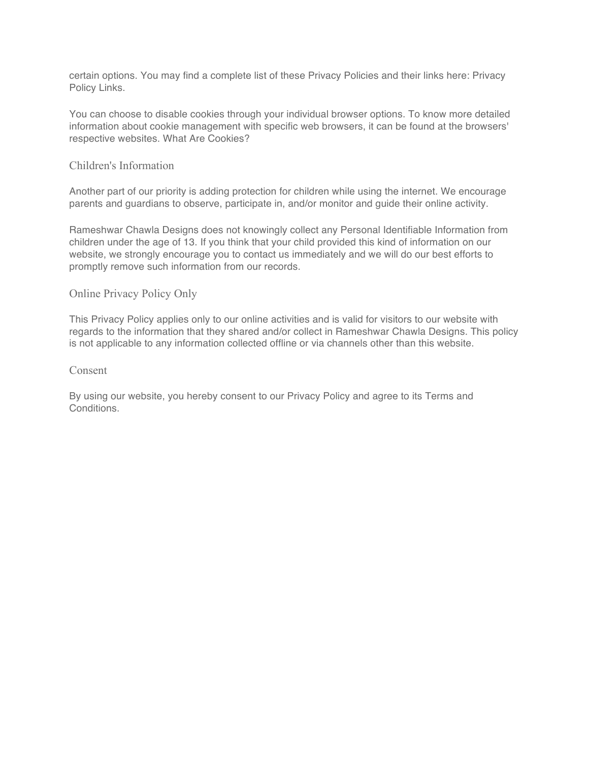certain options. You may find a complete list of these Privacy Policies and their links here: Privacy Policy Links.

You can choose to disable cookies through your individual browser options. To know more detailed information about cookie management with specific web browsers, it can be found at the browsers' respective websites. What Are Cookies?

## Children's Information

Another part of our priority is adding protection for children while using the internet. We encourage parents and guardians to observe, participate in, and/or monitor and guide their online activity.

Rameshwar Chawla Designs does not knowingly collect any Personal Identifiable Information from children under the age of 13. If you think that your child provided this kind of information on our website, we strongly encourage you to contact us immediately and we will do our best efforts to promptly remove such information from our records.

## Online Privacy Policy Only

This Privacy Policy applies only to our online activities and is valid for visitors to our website with regards to the information that they shared and/or collect in Rameshwar Chawla Designs. This policy is not applicable to any information collected offline or via channels other than this website.

## Consent

By using our website, you hereby consent to our Privacy Policy and agree to its Terms and Conditions.